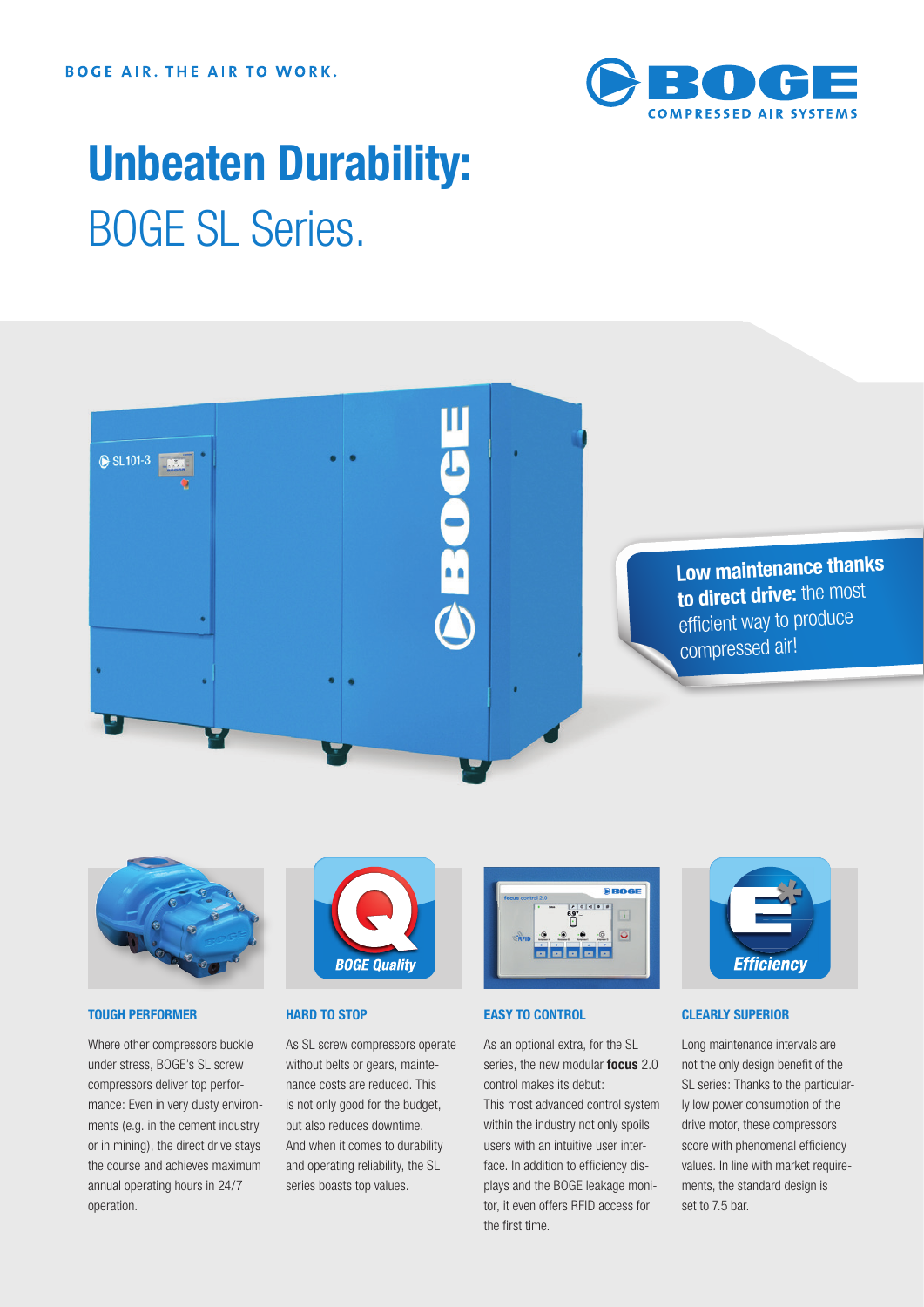BOGE AIR. THE AIR TO WORK.

# Unbeaten Durability:
## BOGE SL Series.

**Low maintenance thanks to direct drive:** the most efficient way to produce compressed air!

### TOUGH PERFORMER

Where other compressors buckle under stress, BOGE's SL screw compressors deliver top performance: Even in very dusty environments (e.g. in the cement industry or in mining), the direct drive stays the course and achieves maximum annual operating hours in 24/7 operation.

### HARD TO STOP

As SL screw compressors operate without belts or gears, maintenance costs are reduced. This is not only good for the budget, but also reduces downtime. And when it comes to durability and operating reliability, the SL series boasts top values.

### EASY TO CONTROL

As an optional extra, for the SL series, the new modular **focus** 2.0 control makes its debut: This most advanced control system within the industry not only spoils users with an intuitive user interface. In addition to efficiency displays and the BOGE leakage monitor, it even offers RFID access for the first time.

### CLEARLY SUPERIOR

Long maintenance intervals are not the only design benefit of the SL series: Thanks to the particularly low power consumption of the drive motor, these compressors score with phenomenal efficiency values. In line with market requirements, the standard design is set to 7.5 bar.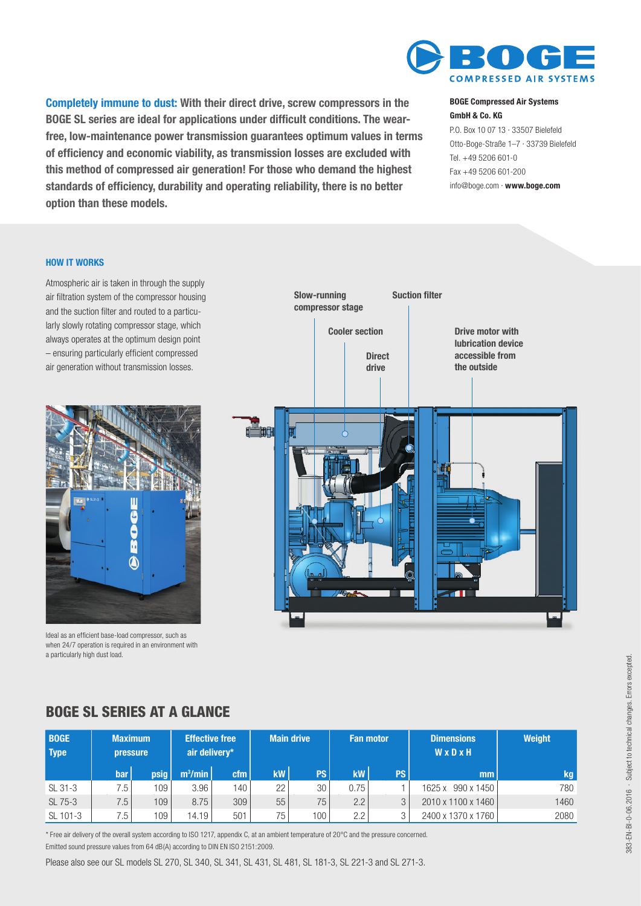**Completely immune to dust:** With their direct drive, screw compressors in the BOGE SL series are ideal for applications under difficult conditions. The wear-free, low-maintenance power transmission guarantees optimum values in terms of efficiency and economic viability, as transmission losses are excluded with this method of compressed air generation! For those who demand the highest standards of efficiency, durability and operating reliability, there is no better option than these models.

**BOGE Compressed Air Systems GmbH & Co. KG**
P.O. Box 10 07 13 · 33507 Bielefeld
Otto-Boge-Straße 1–7 · 33739 Bielefeld
Tel. +49 5206 601-0
Fax +49 5206 601-200
info@boge.com · **www.boge.com**

### HOW IT WORKS

Atmospheric air is taken in through the supply air filtration system of the compressor housing and the suction filter and routed to a particularly slowly rotating compressor stage, which always operates at the optimum design point – ensuring particularly efficient compressed air generation without transmission losses.

Slow-running compressor stage

Suction filter

Cooler section

Drive motor with lubrication device accessible from the outside

Direct drive

Ideal as an efficient base-load compressor, such as when 24/7 operation is required in an environment with a particularly high dust load.

## BOGE SL SERIES AT A GLANCE

| BOGE Type | Maximum pressure | | Effective free air delivery* | | Main drive | | Fan motor | | Dimensions W x D x H | Weight |
|---|---|---|---|---|---|---|---|---|---|---|
| | bar | psig | m³/min | cfm | kW | PS | kW | PS | mm | kg |
| SL 31-3 | 7.5 | 109 | 3.96 | 140 | 22 | 30 | 0.75 | 1 | 1625 x 990 x 1450 | 780 |
| SL 75-3 | 7.5 | 109 | 8.75 | 309 | 55 | 75 | 2.2 | 3 | 2010 x 1100 x 1460 | 1460 |
| SL 101-3 | 7.5 | 109 | 14.19 | 501 | 75 | 100 | 2.2 | 3 | 2400 x 1370 x 1760 | 2080 |

\* Free air delivery of the overall system according to ISO 1217, appendix C, at an ambient temperature of 20°C and the pressure concerned.
Emitted sound pressure values from 64 dB(A) according to DIN EN ISO 2151:2009.

Please also see our SL models SL 270, SL 340, SL 341, SL 431, SL 481, SL 181-3, SL 221-3 and SL 271-3.

383-EN-BI-0-06.2016 · Subject to technical changes. Errors excepted.